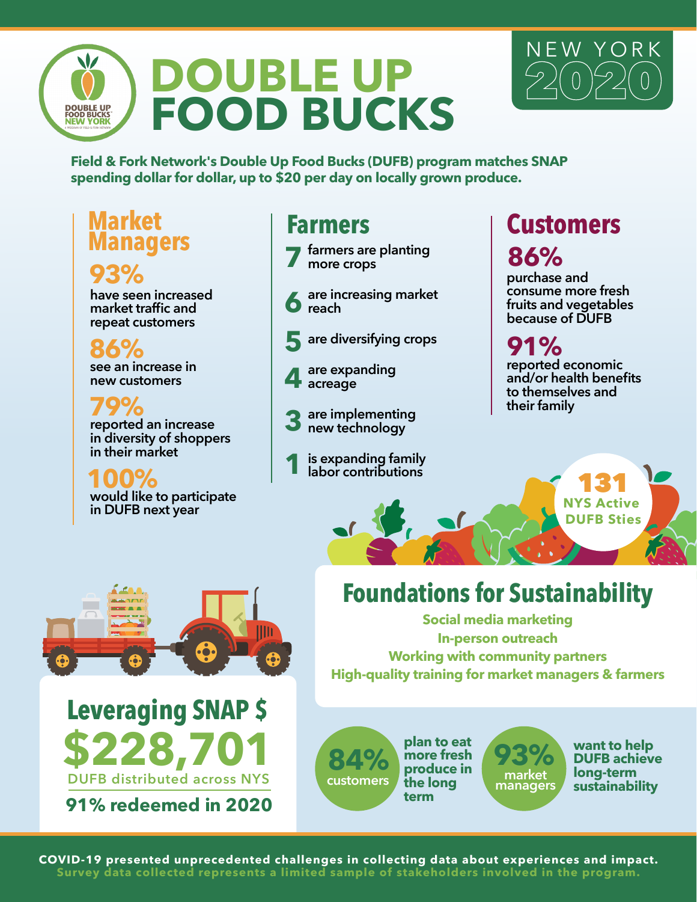# DOUBLE UP FOOD BUCKS

## NEW YORK 2020

**Field & Fork Network's Double Up Food Bucks (DUFB) program matches SNAP spending dollar for dollar, up to $20 per day on locally grown produce.**

## Market Managers

**93%** have seen increased market traffic and repeat customers

**86%** see an increase in new customers

**79%** reported an increase in diversity of shoppers in their market

**100%** would like to participate in DUFB next year

## Farmers

- **7** farmers are planting more crops
- **6** are increasing market reach
- **5** are diversifying crops
- **4** are expanding acreage
- **3** are implementing new technology
- **1** is expanding family labor contributions

## Customers

**86%** purchase and consume more fresh fruits and vegetables because of DUFB

**91%** reported economic and/or health benefits to themselves and their family

**131** NYS Active DUFB Sties

## Foundations for Sustainability

Social media marketing
In-person outreach
Working with community partners
High-quality training for market managers & farmers

**84%** customers plan to eat more fresh produce in the long term

**93%** market managers want to help DUFB achieve long-term sustainability

## Leveraging SNAP $

**$228,701**
DUFB distributed across NYS

**91% redeemed in 2020**

**COVID-19 presented unprecedented challenges in collecting data about experiences and impact. Survey data collected represents a limited sample of stakeholders involved in the program.**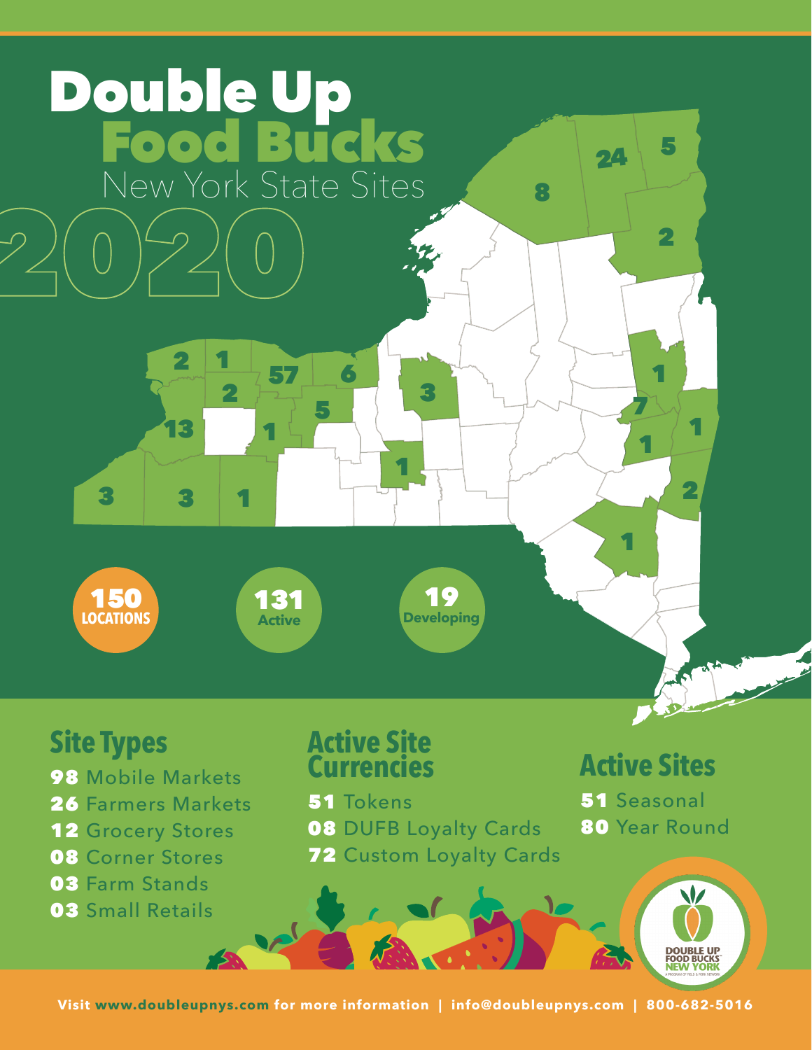# Double Up Food Bucks

## New York State Sites

## 2020

150 LOCATIONS

131 Active

19 Developing

### Site Types

**98** Mobile Markets
**26** Farmers Markets
**12** Grocery Stores
**08** Corner Stores
**03** Farm Stands
**03** Small Retails

### Active Site Currencies

**51** Tokens
**08** DUFB Loyalty Cards
**72** Custom Loyalty Cards

### Active Sites

**51** Seasonal
**80** Year Round

DOUBLE UP FOOD BUCKS NEW YORK

Visit **www.doubleupnys.com** for more information | info@doubleupnys.com | 800-682-5016